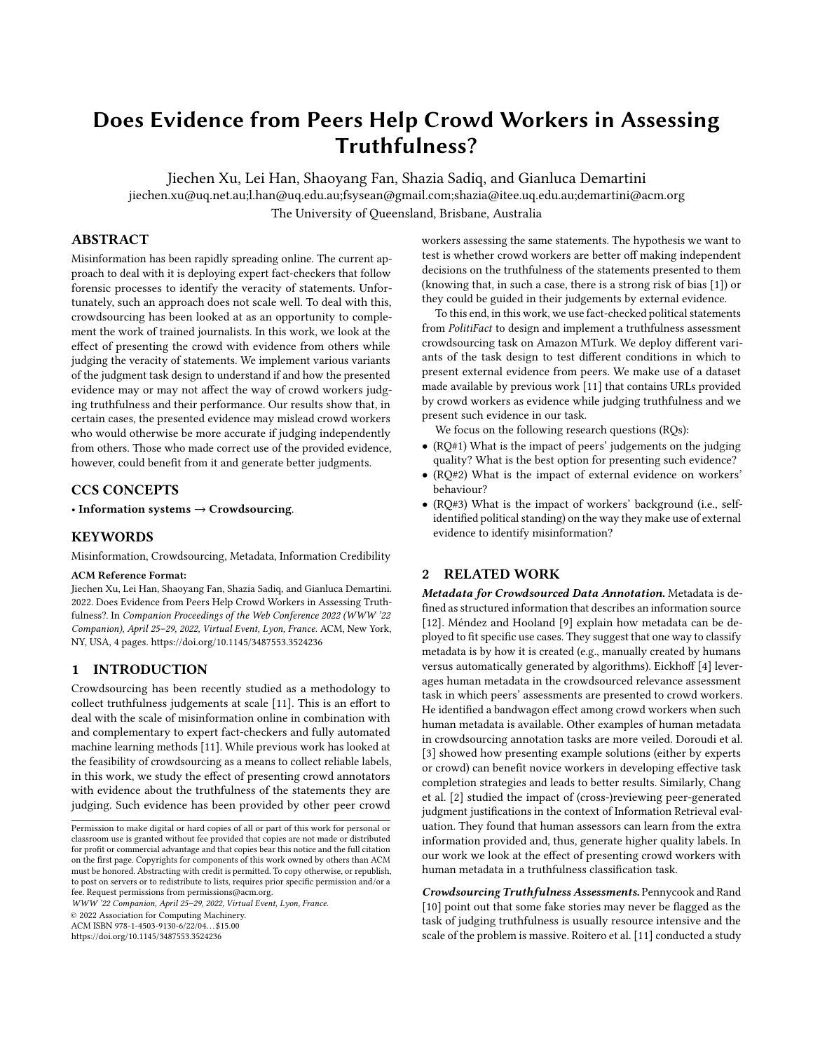# Does Evidence from Peers Help Crowd Workers in Assessing Truthfulness?

Jiechen Xu, Lei Han, Shaoyang Fan, Shazia Sadiq, and Gianluca Demartini

jiechen.xu@uq.net.au;l.han@uq.edu.au;fsysean@gmail.com;shazia@itee.uq.edu.au;demartini@acm.org

The University of Queensland, Brisbane, Australia

## ABSTRACT

Misinformation has been rapidly spreading online. The current approach to deal with it is deploying expert fact-checkers that follow forensic processes to identify the veracity of statements. Unfortunately, such an approach does not scale well. To deal with this, crowdsourcing has been looked at as an opportunity to complement the work of trained journalists. In this work, we look at the effect of presenting the crowd with evidence from others while judging the veracity of statements. We implement various variants of the judgment task design to understand if and how the presented evidence may or may not affect the way of crowd workers judging truthfulness and their performance. Our results show that, in certain cases, the presented evidence may mislead crowd workers who would otherwise be more accurate if judging independently from others. Those who made correct use of the provided evidence, however, could benefit from it and generate better judgments.

## CCS CONCEPTS

• **Information systems → Crowdsourcing**.

## KEYWORDS

Misinformation, Crowdsourcing, Metadata, Information Credibility

**ACM Reference Format:**

Jiechen Xu, Lei Han, Shaoyang Fan, Shazia Sadiq, and Gianluca Demartini. 2022. Does Evidence from Peers Help Crowd Workers in Assessing Truthfulness?. In *Companion Proceedings of the Web Conference 2022 (WWW '22 Companion), April 25–29, 2022, Virtual Event, Lyon, France.* ACM, New York, NY, USA, 4 pages. https://doi.org/10.1145/3487553.3524236

## 1 INTRODUCTION

Crowdsourcing has been recently studied as a methodology to collect truthfulness judgements at scale [11]. This is an effort to deal with the scale of misinformation online in combination with and complementary to expert fact-checkers and fully automated machine learning methods [11]. While previous work has looked at the feasibility of crowdsourcing as a means to collect reliable labels, in this work, we study the effect of presenting crowd annotators with evidence about the truthfulness of the statements they are judging. Such evidence has been provided by other peer crowd workers assessing the same statements. The hypothesis we want to test is whether crowd workers are better off making independent decisions on the truthfulness of the statements presented to them (knowing that, in such a case, there is a strong risk of bias [1]) or they could be guided in their judgements by external evidence.

To this end, in this work, we use fact-checked political statements from *PolitiFact* to design and implement a truthfulness assessment crowdsourcing task on Amazon MTurk. We deploy different variants of the task design to test different conditions in which to present external evidence from peers. We make use of a dataset made available by previous work [11] that contains URLs provided by crowd workers as evidence while judging truthfulness and we present such evidence in our task.

We focus on the following research questions (RQs):

- (RQ#1) What is the impact of peers' judgements on the judging quality? What is the best option for presenting such evidence?
- (RQ#2) What is the impact of external evidence on workers' behaviour?
- (RQ#3) What is the impact of workers' background (i.e., self-identified political standing) on the way they make use of external evidence to identify misinformation?

## 2 RELATED WORK

***Metadata for Crowdsourced Data Annotation.*** Metadata is defined as structured information that describes an information source [12]. Méndez and Hooland [9] explain how metadata can be deployed to fit specific use cases. They suggest that one way to classify metadata is by how it is created (e.g., manually created by humans versus automatically generated by algorithms). Eickhoff [4] leverages human metadata in the crowdsourced relevance assessment task in which peers' assessments are presented to crowd workers. He identified a bandwagon effect among crowd workers when such human metadata is available. Other examples of human metadata in crowdsourcing annotation tasks are more veiled. Doroudi et al. [3] showed how presenting example solutions (either by experts or crowd) can benefit novice workers in developing effective task completion strategies and leads to better results. Similarly, Chang et al. [2] studied the impact of (cross-)reviewing peer-generated judgment justifications in the context of Information Retrieval evaluation. They found that human assessors can learn from the extra information provided and, thus, generate higher quality labels. In our work we look at the effect of presenting crowd workers with human metadata in a truthfulness classification task.

***Crowdsourcing Truthfulness Assessments.*** Pennycook and Rand [10] point out that some fake stories may never be flagged as the task of judging truthfulness is usually resource intensive and the scale of the problem is massive. Roitero et al. [11] conducted a study

---

Permission to make digital or hard copies of all or part of this work for personal or classroom use is granted without fee provided that copies are not made or distributed for profit or commercial advantage and that copies bear this notice and the full citation on the first page. Copyrights for components of this work owned by others than ACM must be honored. Abstracting with credit is permitted. To copy otherwise, or republish, to post on servers or to redistribute to lists, requires prior specific permission and/or a fee. Request permissions from permissions@acm.org.

*WWW '22 Companion, April 25–29, 2022, Virtual Event, Lyon, France.*

© 2022 Association for Computing Machinery.

ACM ISBN 978-1-4503-9130-6/22/04…$15.00

https://doi.org/10.1145/3487553.3524236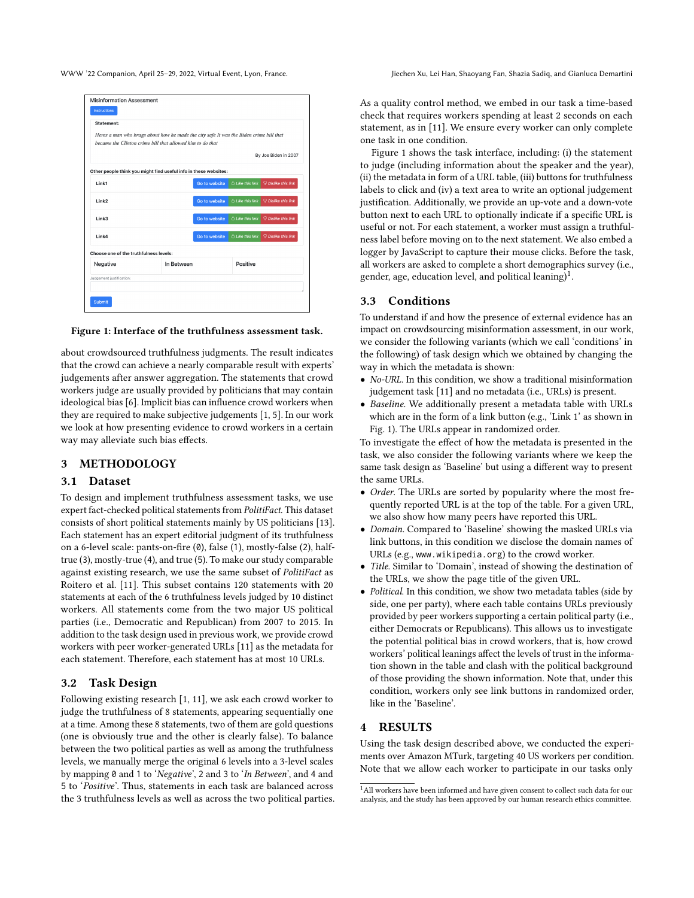Figure 1: Interface of the truthfulness assessment task.

about crowdsourced truthfulness judgments. The result indicates that the crowd can achieve a nearly comparable result with experts' judgements after answer aggregation. The statements that crowd workers judge are usually produced by politicians that may contain ideological bias [6]. Implicit bias can influence crowd workers when they are required to make subjective judgements [1, 5]. In our work we look at how presenting evidence to crowd workers in a certain way may alleviate such bias effects.

## 3 METHODOLOGY

### 3.1 Dataset

To design and implement truthfulness assessment tasks, we use expert fact-checked political statements from *PolitiFact*. This dataset consists of short political statements mainly by US politicians [13]. Each statement has an expert editorial judgment of its truthfulness on a 6-level scale: pants-on-fire (0), false (1), mostly-false (2), half-true (3), mostly-true (4), and true (5). To make our study comparable against existing research, we use the same subset of *PolitiFact* as Roitero et al. [11]. This subset contains 120 statements with 20 statements at each of the 6 truthfulness levels judged by 10 distinct workers. All statements come from the two major US political parties (i.e., Democratic and Republican) from 2007 to 2015. In addition to the task design used in previous work, we provide crowd workers with peer worker-generated URLs [11] as the metadata for each statement. Therefore, each statement has at most 10 URLs.

### 3.2 Task Design

Following existing research [1, 11], we ask each crowd worker to judge the truthfulness of 8 statements, appearing sequentially one at a time. Among these 8 statements, two of them are gold questions (one is obviously true and the other is clearly false). To balance between the two political parties as well as among the truthfulness levels, we manually merge the original 6 levels into a 3-level scales by mapping 0 and 1 to '*Negative*', 2 and 3 to '*In Between*', and 4 and 5 to '*Positive*'. Thus, statements in each task are balanced across the 3 truthfulness levels as well as across the two political parties.

As a quality control method, we embed in our task a time-based check that requires workers spending at least 2 seconds on each statement, as in [11]. We ensure every worker can only complete one task in one condition.

Figure 1 shows the task interface, including: (i) the statement to judge (including information about the speaker and the year), (ii) the metadata in form of a URL table, (iii) buttons for truthfulness labels to click and (iv) a text area to write an optional judgement justification. Additionally, we provide an up-vote and a down-vote button next to each URL to optionally indicate if a specific URL is useful or not. For each statement, a worker must assign a truthfulness label before moving on to the next statement. We also embed a logger by JavaScript to capture their mouse clicks. Before the task, all workers are asked to complete a short demographics survey (i.e., gender, age, education level, and political leaning)[1].

### 3.3 Conditions

To understand if and how the presence of external evidence has an impact on crowdsourcing misinformation assessment, in our work, we consider the following variants (which we call 'conditions' in the following) of task design which we obtained by changing the way in which the metadata is shown:

- *No-URL*. In this condition, we show a traditional misinformation judgement task [11] and no metadata (i.e., URLs) is present.
- *Baseline*. We additionally present a metadata table with URLs which are in the form of a link button (e.g., 'Link 1' as shown in Fig. 1). The URLs appear in randomized order.

To investigate the effect of how the metadata is presented in the task, we also consider the following variants where we keep the same task design as 'Baseline' but using a different way to present the same URLs.

- *Order*. The URLs are sorted by popularity where the most frequently reported URL is at the top of the table. For a given URL, we also show how many peers have reported this URL.
- *Domain*. Compared to 'Baseline' showing the masked URLs via link buttons, in this condition we disclose the domain names of URLs (e.g., www.wikipedia.org) to the crowd worker.
- *Title*. Similar to 'Domain', instead of showing the destination of the URLs, we show the page title of the given URL.
- *Political*. In this condition, we show two metadata tables (side by side, one per party), where each table contains URLs previously provided by peer workers supporting a certain political party (i.e., either Democrats or Republicans). This allows us to investigate the potential political bias in crowd workers, that is, how crowd workers' political leanings affect the levels of trust in the information shown in the table and clash with the political background of those providing the shown information. Note that, under this condition, workers only see link buttons in randomized order, like in the 'Baseline'.

## 4 RESULTS

Using the task design described above, we conducted the experiments over Amazon MTurk, targeting 40 US workers per condition. Note that we allow each worker to participate in our tasks only

[1] All workers have been informed and have given consent to collect such data for our analysis, and the study has been approved by our human research ethics committee.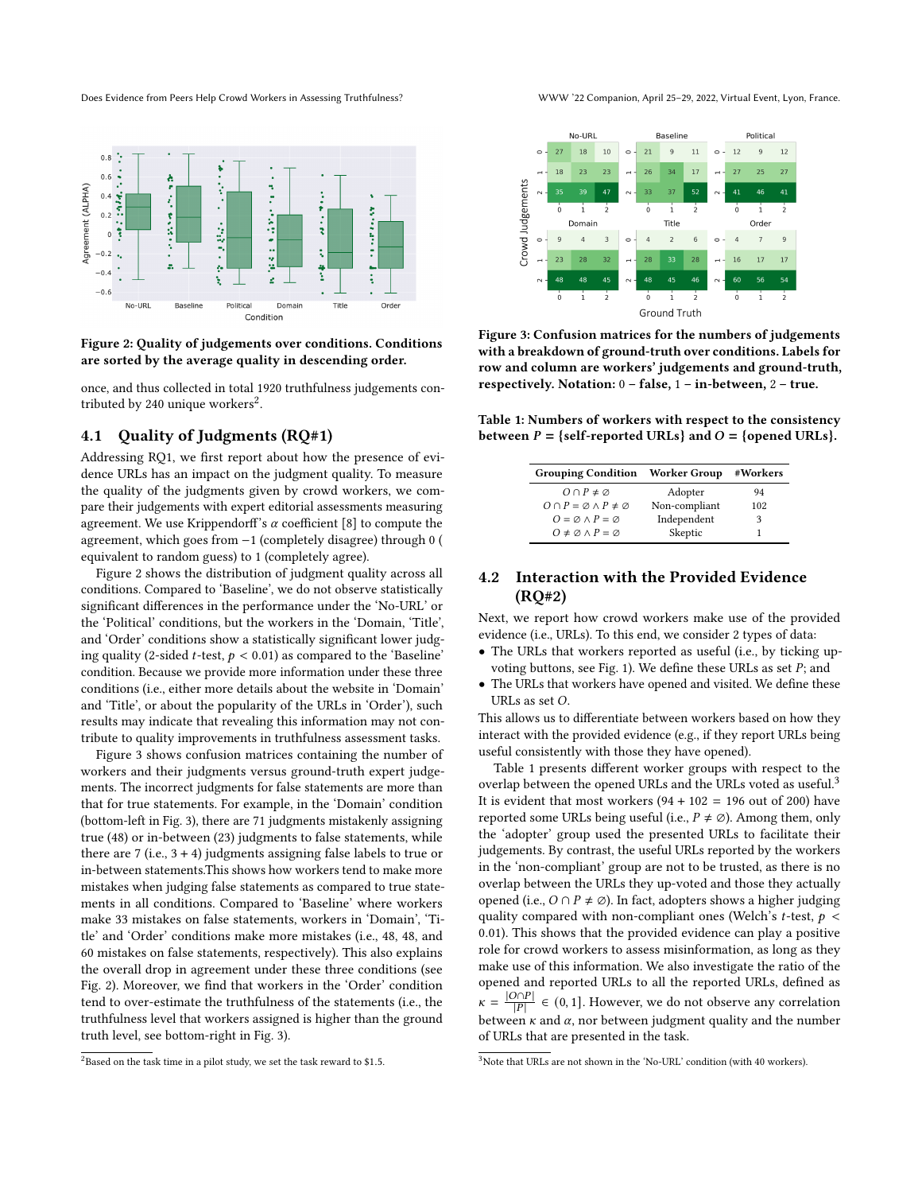Figure 2: Quality of judgements over conditions. Conditions are sorted by the average quality in descending order.

once, and thus collected in total 1920 truthfulness judgements contributed by 240 unique workers[2].

### 4.1 Quality of Judgments (RQ#1)

Addressing RQ1, we first report about how the presence of evidence URLs has an impact on the judgment quality. To measure the quality of the judgments given by crowd workers, we compare their judgements with expert editorial assessments measuring agreement. We use Krippendorff's $\alpha$ coefficient [8] to compute the agreement, which goes from $-1$ (completely disagree) through 0 ( equivalent to random guess) to 1 (completely agree).

Figure 2 shows the distribution of judgment quality across all conditions. Compared to 'Baseline', we do not observe statistically significant differences in the performance under the 'No-URL' or the 'Political' conditions, but the workers in the 'Domain, 'Title', and 'Order' conditions show a statistically significant lower judging quality (2-sided $t$-test, $p < 0.01$) as compared to the 'Baseline' condition. Because we provide more information under these three conditions (i.e., either more details about the website in 'Domain' and 'Title', or about the popularity of the URLs in 'Order'), such results may indicate that revealing this information may not contribute to quality improvements in truthfulness assessment tasks.

Figure 3 shows confusion matrices containing the number of workers and their judgments versus ground-truth expert judgements. The incorrect judgments for false statements are more than that for true statements. For example, in the 'Domain' condition (bottom-left in Fig. 3), there are 71 judgments mistakenly assigning true (48) or in-between (23) judgments to false statements, while there are 7 (i.e., 3 + 4) judgments assigning false labels to true or in-between statements.This shows how workers tend to make more mistakes when judging false statements as compared to true statements in all conditions. Compared to 'Baseline' where workers make 33 mistakes on false statements, workers in 'Domain', 'Title' and 'Order' conditions make more mistakes (i.e., 48, 48, and 60 mistakes on false statements, respectively). This also explains the overall drop in agreement under these three conditions (see Fig. 2). Moreover, we find that workers in the 'Order' condition tend to over-estimate the truthfulness of the statements (i.e., the truthfulness level that workers assigned is higher than the ground truth level, see bottom-right in Fig. 3).

[2]Based on the task time in a pilot study, we set the task reward to \$1.5.

Figure 3: Confusion matrices for the numbers of judgements with a breakdown of ground-truth over conditions. Labels for row and column are workers' judgements and ground-truth, respectively. Notation: 0 – false, 1 – in-between, 2 – true.

Table 1: Numbers of workers with respect to the consistency between $P$ = {self-reported URLs} and $O$ = {opened URLs}.

| Grouping Condition | Worker Group | #Workers |
|---|---|---|
| $O \cap P \neq \emptyset$ | Adopter | 94 |
| $O \cap P = \emptyset \wedge P \neq \emptyset$ | Non-compliant | 102 |
| $O = \emptyset \wedge P = \emptyset$ | Independent | 3 |
| $O \neq \emptyset \wedge P = \emptyset$ | Skeptic | 1 |

### 4.2 Interaction with the Provided Evidence (RQ#2)

Next, we report how crowd workers make use of the provided evidence (i.e., URLs). To this end, we consider 2 types of data:

- The URLs that workers reported as useful (i.e., by ticking up-voting buttons, see Fig. 1). We define these URLs as set $P$; and
- The URLs that workers have opened and visited. We define these URLs as set $O$.

This allows us to differentiate between workers based on how they interact with the provided evidence (e.g., if they report URLs being useful consistently with those they have opened).

Table 1 presents different worker groups with respect to the overlap between the opened URLs and the URLs voted as useful.[3] It is evident that most workers (94 + 102 = 196 out of 200) have reported some URLs being useful (i.e., $P \neq \emptyset$). Among them, only the 'adopter' group used the presented URLs to facilitate their judgements. By contrast, the useful URLs reported by the workers in the 'non-compliant' group are not to be trusted, as there is no overlap between the URLs they up-voted and those they actually opened (i.e., $O \cap P \neq \emptyset$). In fact, adopters shows a higher judging quality compared with non-compliant ones (Welch's $t$-test, $p < 0.01$). This shows that the provided evidence can play a positive role for crowd workers to assess misinformation, as long as they make use of this information. We also investigate the ratio of the opened and reported URLs to all the reported URLs, defined as $\kappa = \frac{|O \cap P|}{|P|} \in (0, 1]$. However, we do not observe any correlation between $\kappa$ and $\alpha$, nor between judgment quality and the number of URLs that are presented in the task.

[3]Note that URLs are not shown in the 'No-URL' condition (with 40 workers).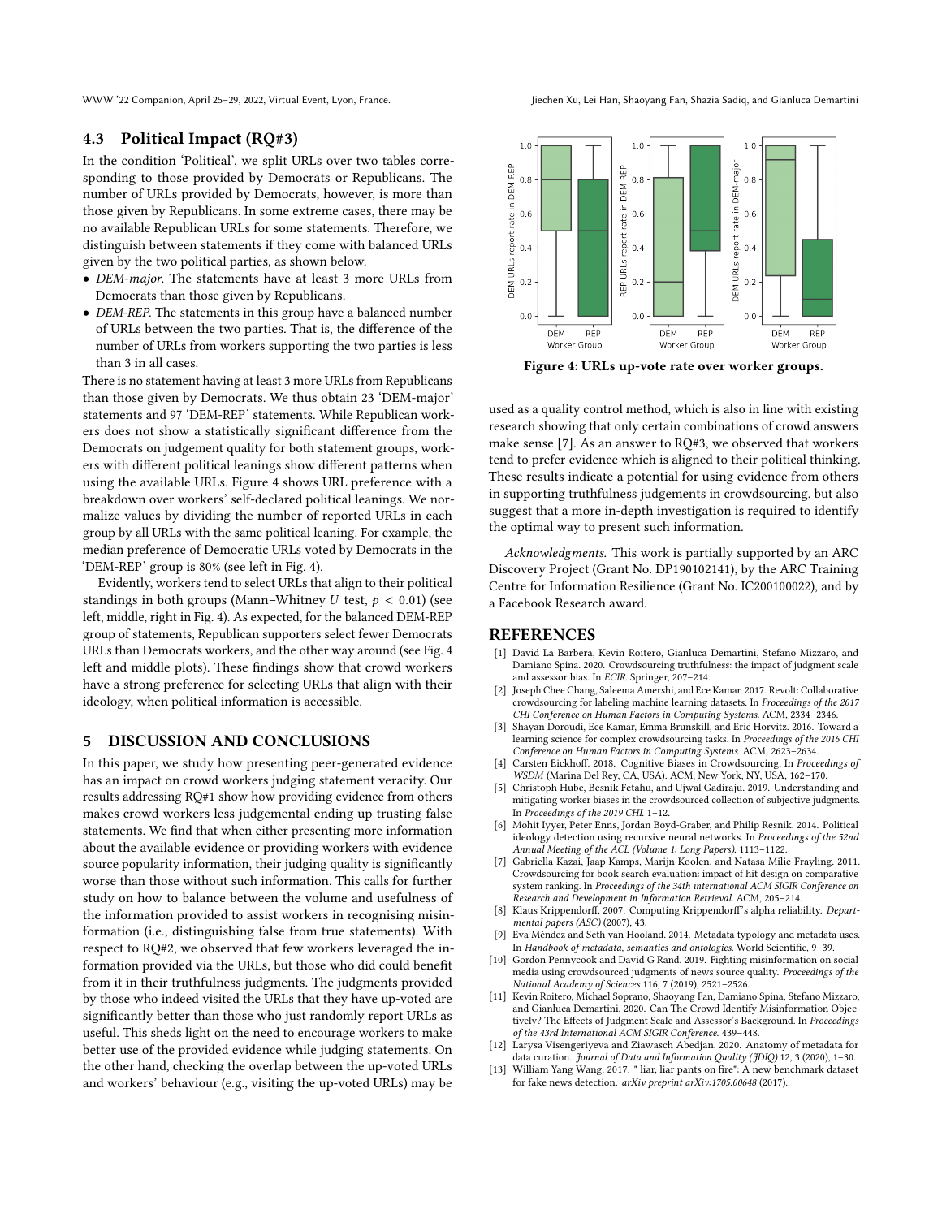### 4.3 Political Impact (RQ#3)

In the condition 'Political', we split URLs over two tables corresponding to those provided by Democrats or Republicans. The number of URLs provided by Democrats, however, is more than those given by Republicans. In some extreme cases, there may be no available Republican URLs for some statements. Therefore, we distinguish between statements if they come with balanced URLs given by the two political parties, as shown below.

- *DEM-major.* The statements have at least 3 more URLs from Democrats than those given by Republicans.
- *DEM-REP.* The statements in this group have a balanced number of URLs between the two parties. That is, the difference of the number of URLs from workers supporting the two parties is less than 3 in all cases.

There is no statement having at least 3 more URLs from Republicans than those given by Democrats. We thus obtain 23 'DEM-major' statements and 97 'DEM-REP' statements. While Republican workers does not show a statistically significant difference from the Democrats on judgement quality for both statement groups, workers with different political leanings show different patterns when using the available URLs. Figure 4 shows URL preference with a breakdown over workers' self-declared political leanings. We normalize values by dividing the number of reported URLs in each group by all URLs with the same political leaning. For example, the median preference of Democratic URLs voted by Democrats in the 'DEM-REP' group is 80% (see left in Fig. 4).

Evidently, workers tend to select URLs that align to their political standings in both groups (Mann–Whitney $U$ test, $p < 0.01$) (see left, middle, right in Fig. 4). As expected, for the balanced DEM-REP group of statements, Republican supporters select fewer Democrats URLs than Democrats workers, and the other way around (see Fig. 4 left and middle plots). These findings show that crowd workers have a strong preference for selecting URLs that align with their ideology, when political information is accessible.

DEM URLs report rate in DEM-REP
REP URLs report rate in DEM-REP
DEM URLs report rate in DEM-major
1.0
0.8
0.6
0.4
0.2
0.0
DEM REP
Worker Group

Figure 4: URLs up-vote rate over worker groups.

## 5 DISCUSSION AND CONCLUSIONS

In this paper, we study how presenting peer-generated evidence has an impact on crowd workers judging statement veracity. Our results addressing RQ#1 show how providing evidence from others makes crowd workers less judgemental ending up trusting false statements. We find that when either presenting more information about the available evidence or providing workers with evidence source popularity information, their judging quality is significantly worse than those without such information. This calls for further study on how to balance between the volume and usefulness of the information provided to assist workers in recognising misinformation (i.e., distinguishing false from true statements). With respect to RQ#2, we observed that few workers leveraged the information provided via the URLs, but those who did could benefit from it in their truthfulness judgments. The judgments provided by those who indeed visited the URLs that they have up-voted are significantly better than those who just randomly report URLs as useful. This sheds light on the need to encourage workers to make better use of the provided evidence while judging statements. On the other hand, checking the overlap between the up-voted URLs and workers' behaviour (e.g., visiting the up-voted URLs) may be used as a quality control method, which is also in line with existing research showing that only certain combinations of crowd answers make sense [7]. As an answer to RQ#3, we observed that workers tend to prefer evidence which is aligned to their political thinking. These results indicate a potential for using evidence from others in supporting truthfulness judgements in crowdsourcing, but also suggest that a more in-depth investigation is required to identify the optimal way to present such information.

*Acknowledgments.* This work is partially supported by an ARC Discovery Project (Grant No. DP190102141), by the ARC Training Centre for Information Resilience (Grant No. IC200100022), and by a Facebook Research award.

## REFERENCES

[1] David La Barbera, Kevin Roitero, Gianluca Demartini, Stefano Mizzaro, and Damiano Spina. 2020. Crowdsourcing truthfulness: the impact of judgment scale and assessor bias. In *ECIR*. Springer, 207–214.

[2] Joseph Chee Chang, Saleema Amershi, and Ece Kamar. 2017. Revolt: Collaborative crowdsourcing for labeling machine learning datasets. In *Proceedings of the 2017 CHI Conference on Human Factors in Computing Systems*. ACM, 2334–2346.

[3] Shayan Doroudi, Ece Kamar, Emma Brunskill, and Eric Horvitz. 2016. Toward a learning science for complex crowdsourcing tasks. In *Proceedings of the 2016 CHI Conference on Human Factors in Computing Systems*. ACM, 2623–2634.

[4] Carsten Eickhoff. 2018. Cognitive Biases in Crowdsourcing. In *Proceedings of WSDM* (Marina Del Rey, CA, USA). ACM, New York, NY, USA, 162–170.

[5] Christoph Hube, Besnik Fetahu, and Ujwal Gadiraju. 2019. Understanding and mitigating worker biases in the crowdsourced collection of subjective judgments. In *Proceedings of the 2019 CHI*. 1–12.

[6] Mohit Iyyer, Peter Enns, Jordan Boyd-Graber, and Philip Resnik. 2014. Political ideology detection using recursive neural networks. In *Proceedings of the 52nd Annual Meeting of the ACL (Volume 1: Long Papers)*. 1113–1122.

[7] Gabriella Kazai, Jaap Kamps, Marijn Koolen, and Natasa Milic-Frayling. 2011. Crowdsourcing for book search evaluation: impact of hit design on comparative system ranking. In *Proceedings of the 34th international ACM SIGIR Conference on Research and Development in Information Retrieval*. ACM, 205–214.

[8] Klaus Krippendorff. 2007. Computing Krippendorff's alpha reliability. *Departmental papers (ASC)* (2007), 43.

[9] Eva Méndez and Seth van Hooland. 2014. Metadata typology and metadata uses. In *Handbook of metadata, semantics and ontologies*. World Scientific, 9–39.

[10] Gordon Pennycook and David G Rand. 2019. Fighting misinformation on social media using crowdsourced judgments of news source quality. *Proceedings of the National Academy of Sciences* 116, 7 (2019), 2521–2526.

[11] Kevin Roitero, Michael Soprano, Shaoyang Fan, Damiano Spina, Stefano Mizzaro, and Gianluca Demartini. 2020. Can The Crowd Identify Misinformation Objectively? The Effects of Judgment Scale and Assessor's Background. In *Proceedings of the 43rd International ACM SIGIR Conference*. 439–448.

[12] Larysa Visengeriyeva and Ziawasch Abedjan. 2020. Anatomy of metadata for data curation. *Journal of Data and Information Quality (JDIQ)* 12, 3 (2020), 1–30.

[13] William Yang Wang. 2017. " liar, liar pants on fire": A new benchmark dataset for fake news detection. *arXiv preprint arXiv:1705.00648* (2017).